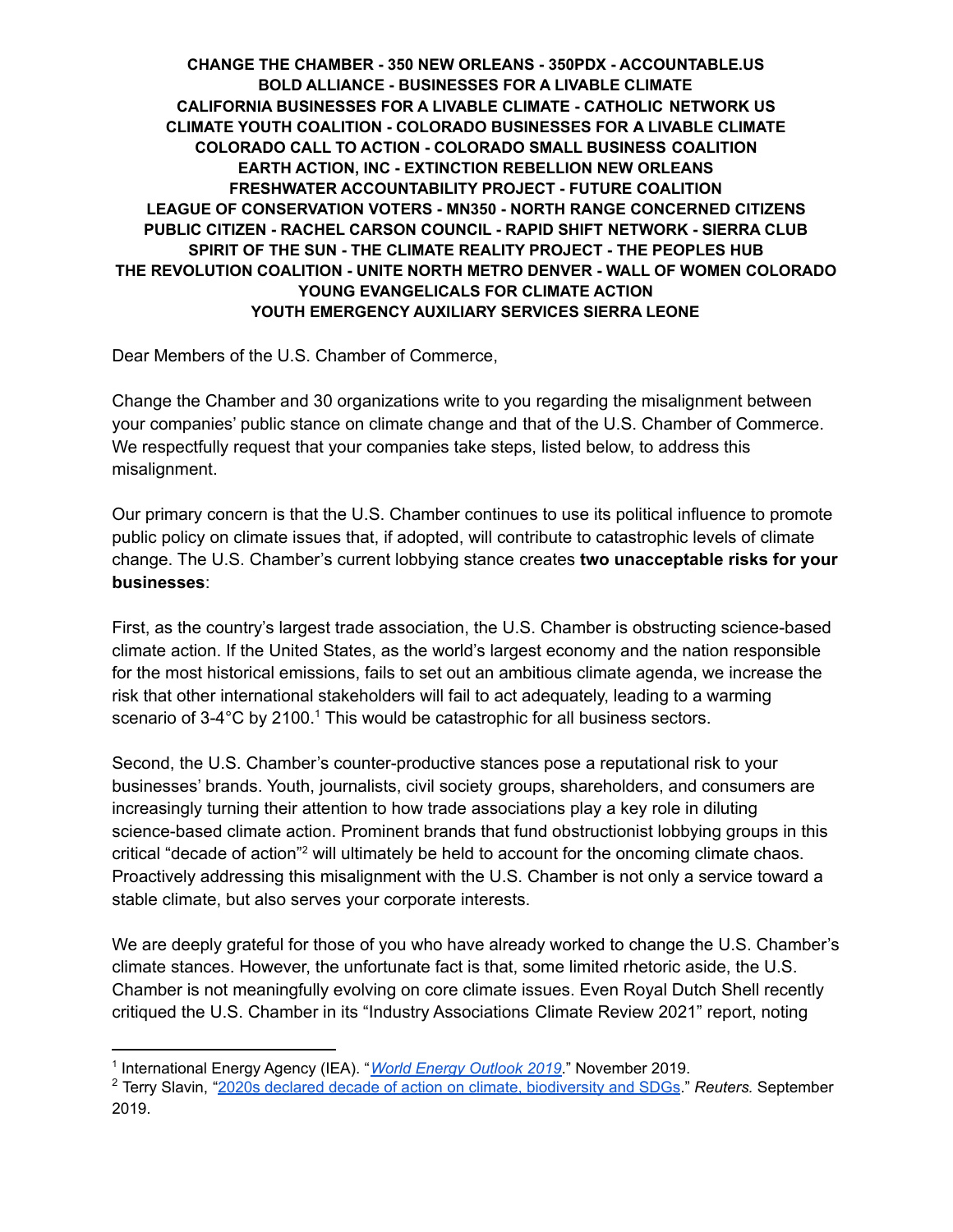**CHANGE THE CHAMBER - 350 NEW ORLEANS - 350PDX - ACCOUNTABLE.US**
**BOLD ALLIANCE - BUSINESSES FOR A LIVABLE CLIMATE**
**CALIFORNIA BUSINESSES FOR A LIVABLE CLIMATE - CATHOLIC NETWORK US**
**CLIMATE YOUTH COALITION - COLORADO BUSINESSES FOR A LIVABLE CLIMATE**
**COLORADO CALL TO ACTION - COLORADO SMALL BUSINESS COALITION**
**EARTH ACTION, INC - EXTINCTION REBELLION NEW ORLEANS**
**FRESHWATER ACCOUNTABILITY PROJECT - FUTURE COALITION**
**LEAGUE OF CONSERVATION VOTERS - MN350 - NORTH RANGE CONCERNED CITIZENS**
**PUBLIC CITIZEN - RACHEL CARSON COUNCIL - RAPID SHIFT NETWORK - SIERRA CLUB**
**SPIRIT OF THE SUN - THE CLIMATE REALITY PROJECT - THE PEOPLES HUB**
**THE REVOLUTION COALITION - UNITE NORTH METRO DENVER - WALL OF WOMEN COLORADO**
**YOUNG EVANGELICALS FOR CLIMATE ACTION**
**YOUTH EMERGENCY AUXILIARY SERVICES SIERRA LEONE**

Dear Members of the U.S. Chamber of Commerce,

Change the Chamber and 30 organizations write to you regarding the misalignment between your companies' public stance on climate change and that of the U.S. Chamber of Commerce. We respectfully request that your companies take steps, listed below, to address this misalignment.

Our primary concern is that the U.S. Chamber continues to use its political influence to promote public policy on climate issues that, if adopted, will contribute to catastrophic levels of climate change. The U.S. Chamber's current lobbying stance creates **two unacceptable risks for your businesses**:

First, as the country's largest trade association, the U.S. Chamber is obstructing science-based climate action. If the United States, as the world's largest economy and the nation responsible for the most historical emissions, fails to set out an ambitious climate agenda, we increase the risk that other international stakeholders will fail to act adequately, leading to a warming scenario of 3-4°C by 2100.[1] This would be catastrophic for all business sectors.

Second, the U.S. Chamber's counter-productive stances pose a reputational risk to your businesses' brands. Youth, journalists, civil society groups, shareholders, and consumers are increasingly turning their attention to how trade associations play a key role in diluting science-based climate action. Prominent brands that fund obstructionist lobbying groups in this critical "decade of action"[2] will ultimately be held to account for the oncoming climate chaos. Proactively addressing this misalignment with the U.S. Chamber is not only a service toward a stable climate, but also serves your corporate interests.

We are deeply grateful for those of you who have already worked to change the U.S. Chamber's climate stances. However, the unfortunate fact is that, some limited rhetoric aside, the U.S. Chamber is not meaningfully evolving on core climate issues. Even Royal Dutch Shell recently critiqued the U.S. Chamber in its "Industry Associations Climate Review 2021" report, noting

---

[1] International Energy Agency (IEA). "*World Energy Outlook 2019*." November 2019.

[2] Terry Slavin, "2020s declared decade of action on climate, biodiversity and SDGs." *Reuters.* September 2019.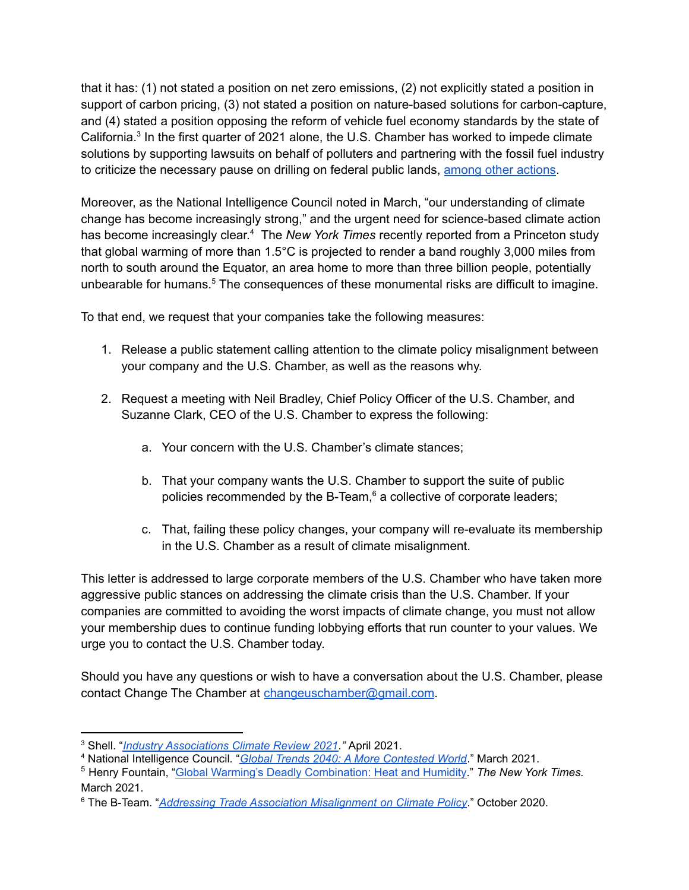that it has: (1) not stated a position on net zero emissions, (2) not explicitly stated a position in support of carbon pricing, (3) not stated a position on nature-based solutions for carbon-capture, and (4) stated a position opposing the reform of vehicle fuel economy standards by the state of California.[3] In the first quarter of 2021 alone, the U.S. Chamber has worked to impede climate solutions by supporting lawsuits on behalf of polluters and partnering with the fossil fuel industry to criticize the necessary pause on drilling on federal public lands, among other actions.

Moreover, as the National Intelligence Council noted in March, "our understanding of climate change has become increasingly strong," and the urgent need for science-based climate action has become increasingly clear.[4] The *New York Times* recently reported from a Princeton study that global warming of more than 1.5°C is projected to render a band roughly 3,000 miles from north to south around the Equator, an area home to more than three billion people, potentially unbearable for humans.[5] The consequences of these monumental risks are difficult to imagine.

To that end, we request that your companies take the following measures:

1. Release a public statement calling attention to the climate policy misalignment between your company and the U.S. Chamber, as well as the reasons why.

2. Request a meeting with Neil Bradley, Chief Policy Officer of the U.S. Chamber, and Suzanne Clark, CEO of the U.S. Chamber to express the following:

    a. Your concern with the U.S. Chamber's climate stances;

    b. That your company wants the U.S. Chamber to support the suite of public policies recommended by the B-Team,[6] a collective of corporate leaders;

    c. That, failing these policy changes, your company will re-evaluate its membership in the U.S. Chamber as a result of climate misalignment.

This letter is addressed to large corporate members of the U.S. Chamber who have taken more aggressive public stances on addressing the climate crisis than the U.S. Chamber. If your companies are committed to avoiding the worst impacts of climate change, you must not allow your membership dues to continue funding lobbying efforts that run counter to your values. We urge you to contact the U.S. Chamber today.

Should you have any questions or wish to have a conversation about the U.S. Chamber, please contact Change The Chamber at changeuschamber@gmail.com.

---

[3] Shell. "*Industry Associations Climate Review 2021*." April 2021.

[4] National Intelligence Council. "*Global Trends 2040: A More Contested World*." March 2021.

[5] Henry Fountain, "Global Warming's Deadly Combination: Heat and Humidity." *The New York Times*. March 2021.

[6] The B-Team. "*Addressing Trade Association Misalignment on Climate Policy*." October 2020.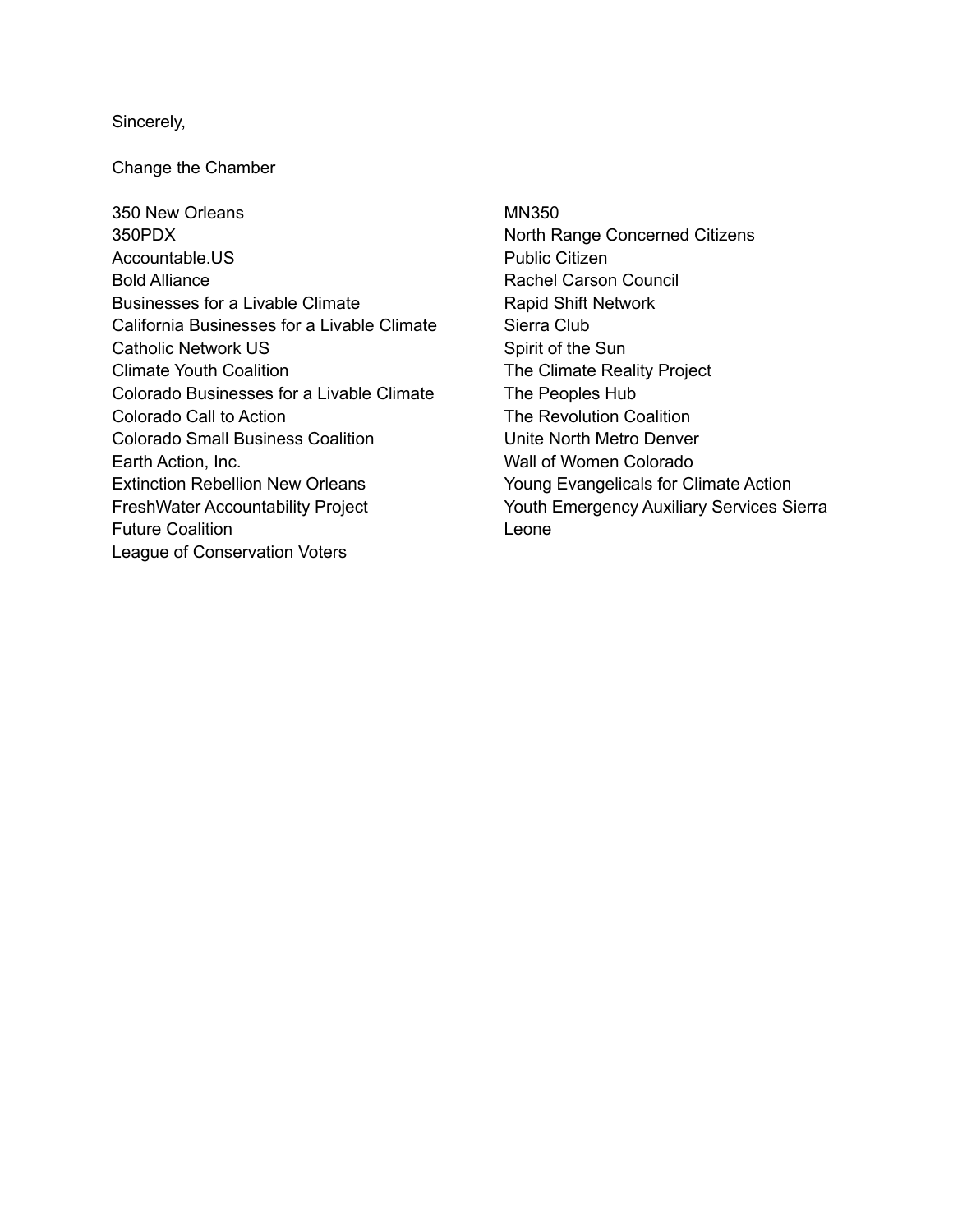Sincerely,

Change the Chamber

350 New Orleans
350PDX
Accountable.US
Bold Alliance
Businesses for a Livable Climate
California Businesses for a Livable Climate
Catholic Network US
Climate Youth Coalition
Colorado Businesses for a Livable Climate
Colorado Call to Action
Colorado Small Business Coalition
Earth Action, Inc.
Extinction Rebellion New Orleans
FreshWater Accountability Project
Future Coalition
League of Conservation Voters
MN350
North Range Concerned Citizens
Public Citizen
Rachel Carson Council
Rapid Shift Network
Sierra Club
Spirit of the Sun
The Climate Reality Project
The Peoples Hub
The Revolution Coalition
Unite North Metro Denver
Wall of Women Colorado
Young Evangelicals for Climate Action
Youth Emergency Auxiliary Services Sierra Leone